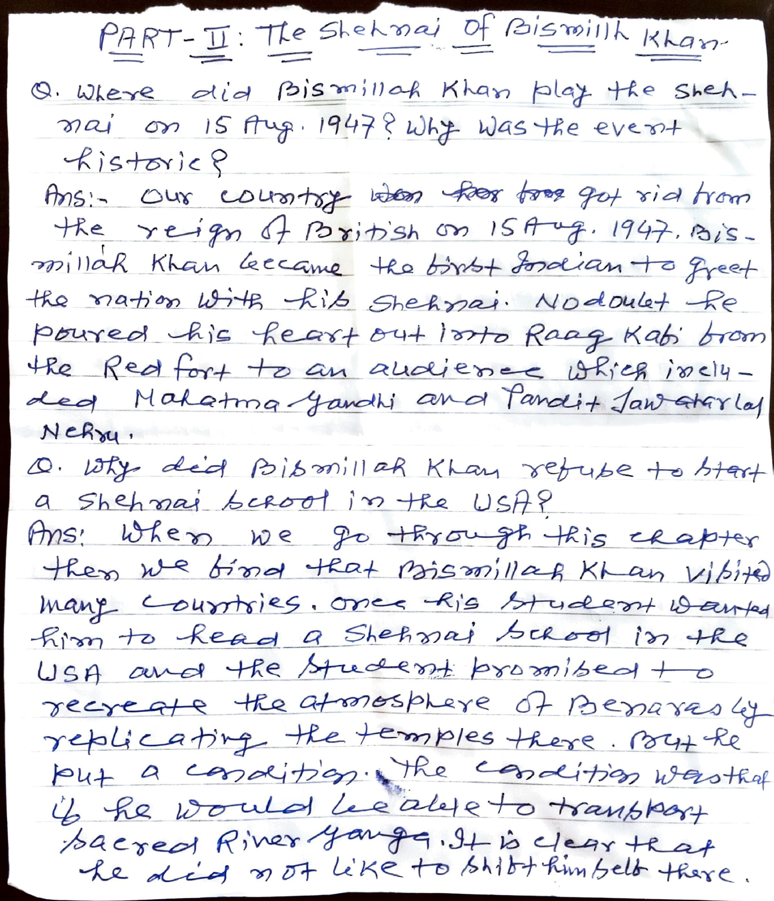# PART-II: The Shehnai Of Bismillh Khan

Q. Where did Bismillah Khan play the Shehnai on 15 Aug. 1947? Why was the event historic?

Ans:- Our country ~~was far free~~ got rid from the reign of British on 15 Aug. 1947. Bismillah Khan became the first Indian to greet the nation with his Shehnai. No doubt he poured his heart out into Raag Kafi from the Red fort to an audience which included Mahatma Gandhi and Pandit Jawaharlal Nehru.

Q. Why did Bismillah Khan refuse to start a Shehnai school in the USA?

Ans: When we go through this chapter then we find that Bismillah Khan visited many countries. Once his student wanted him to head a Shehnai school in the USA and the student promised to recreate the atmosphere of Benaras by replicating the temples there. But he put a condition. The condition was that if he would be able to transport sacred River Ganga. It is clear that he did not like to shift himself there.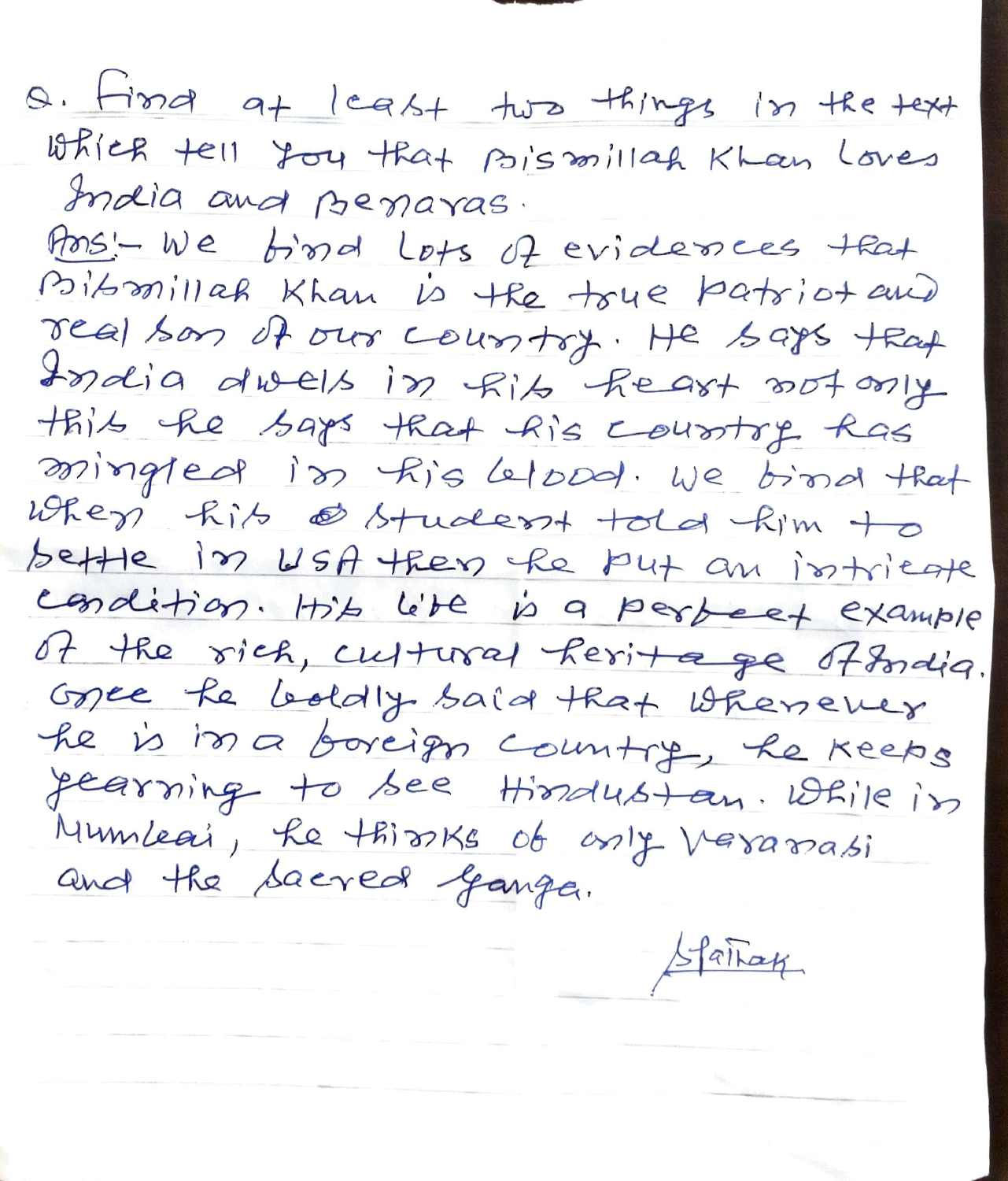Q. Find at least two things in the text which tell you that Bismillah Khan loves India and Benaras.

Ans:- We find lots of evidences that Bismillah Khan is the true patriot and real son of our country. He says that India dwells in his heart not only this he says that his country has mingled in his blood. We find that when his student told him to settle in USA then he put an intricate condition. His life is a perfect example of the rich, cultural heritage of India. Once he boldly said that whenever he is in a foreign country, he keeps yearning to see Hindustan. While in Mumbai, he thinks of only Varanasi and the sacred Ganga.

Pathak